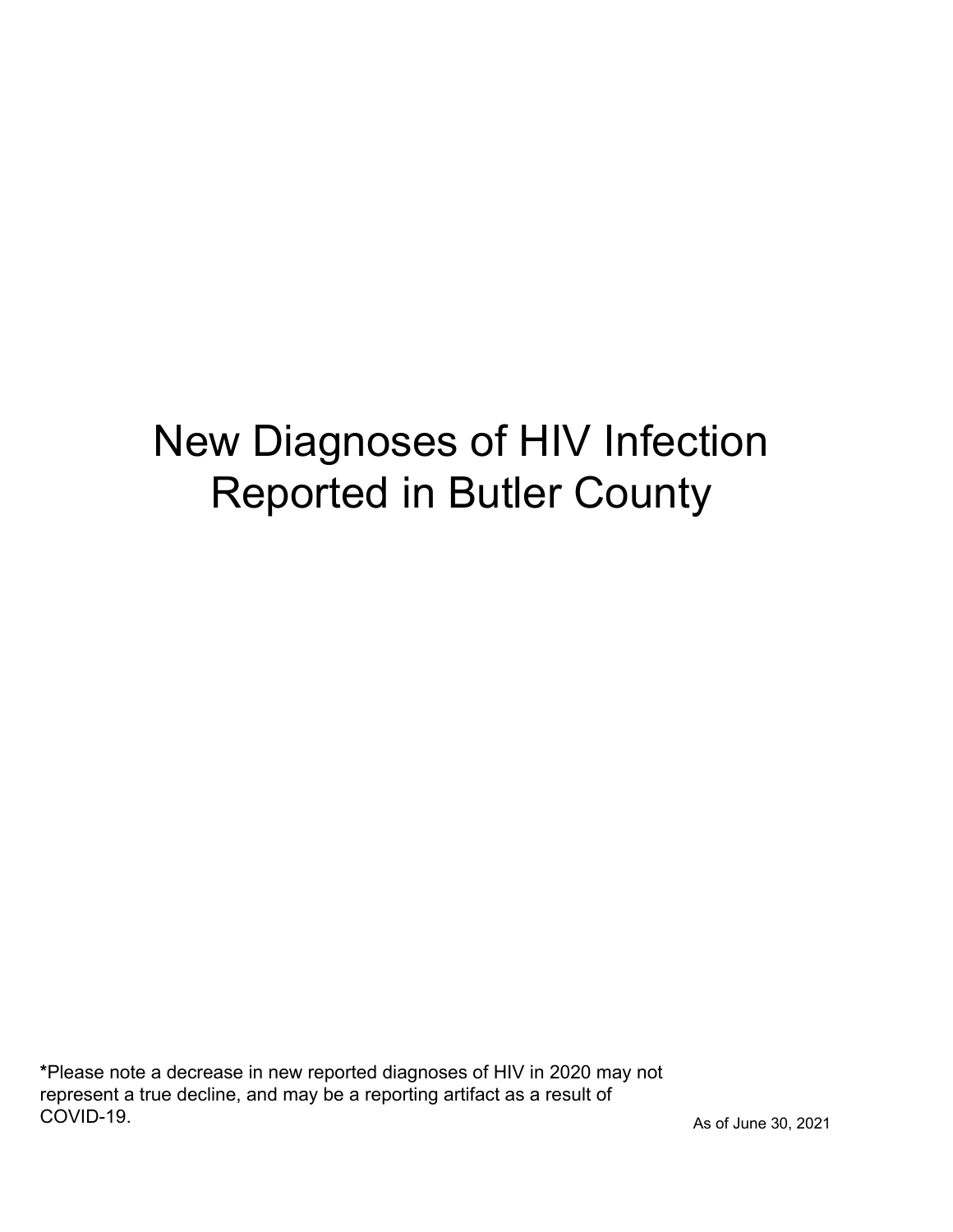# New Diagnoses of HIV Infection Reported in Butler County

*Please note a decrease in new reported diagnoses of HIV in 2020 may not represent a true decline, and may be a reporting artifact as a result of COVID-19.

As of June 30, 2021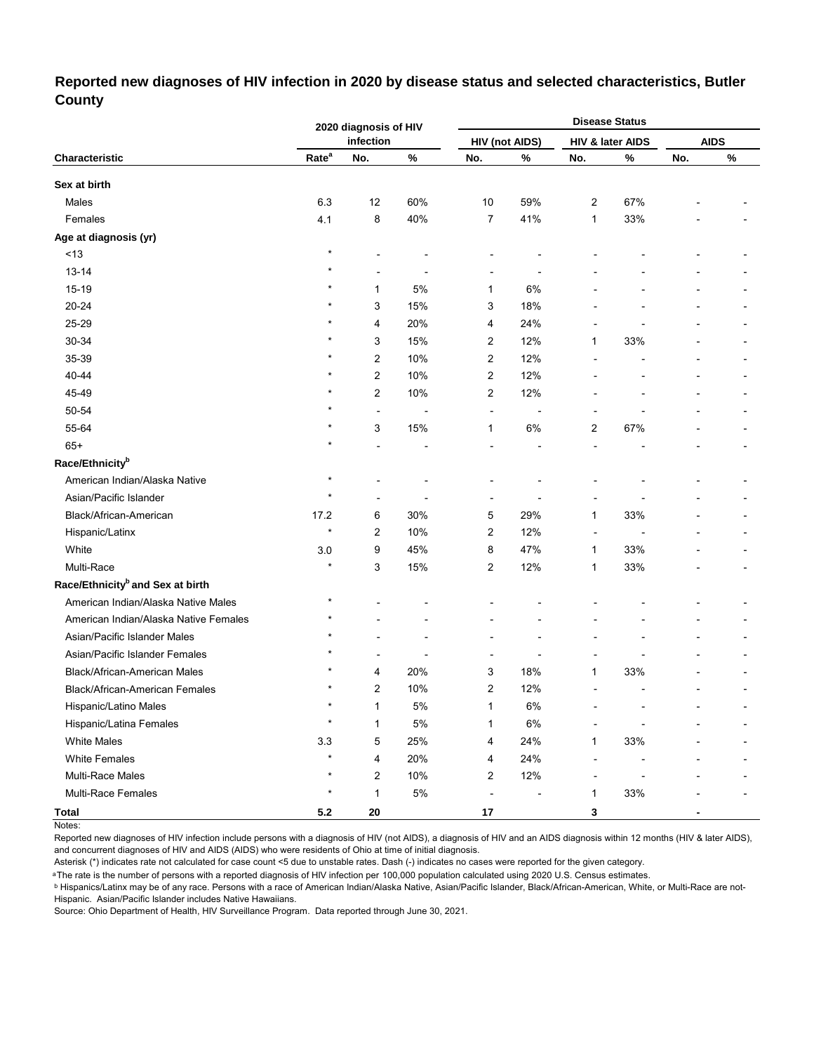## Reported new diagnoses of HIV infection in 2020 by disease status and selected characteristics, Butler County

| Characteristic | 2020 diagnosis of HIV infection | | | Disease Status | | | | | |
|---|---|---|---|---|---|---|---|---|---|
| | | | | HIV (not AIDS) | | HIV & later AIDS | | AIDS | |
| | Rate[a] | No. | % | No. | % | No. | % | No. | % |
| **Sex at birth** | | | | | | | | | |
| Males | 6.3 | 12 | 60% | 10 | 59% | 2 | 67% | - | - |
| Females | 4.1 | 8 | 40% | 7 | 41% | 1 | 33% | - | - |
| **Age at diagnosis (yr)** | | | | | | | | | |
| <13 | * | - | - | - | - | - | - | - | - |
| 13-14 | * | - | - | - | - | - | - | - | - |
| 15-19 | * | 1 | 5% | 1 | 6% | - | - | - | - |
| 20-24 | * | 3 | 15% | 3 | 18% | - | - | - | - |
| 25-29 | * | 4 | 20% | 4 | 24% | - | - | - | - |
| 30-34 | * | 3 | 15% | 2 | 12% | 1 | 33% | - | - |
| 35-39 | * | 2 | 10% | 2 | 12% | - | - | - | - |
| 40-44 | * | 2 | 10% | 2 | 12% | - | - | - | - |
| 45-49 | * | 2 | 10% | 2 | 12% | - | - | - | - |
| 50-54 | * | - | - | - | - | - | - | - | - |
| 55-64 | * | 3 | 15% | 1 | 6% | 2 | 67% | - | - |
| 65+ | * | - | - | - | - | - | - | - | - |
| **Race/Ethnicity[b]** | | | | | | | | | |
| American Indian/Alaska Native | * | - | - | - | - | - | - | - | - |
| Asian/Pacific Islander | * | - | - | - | - | - | - | - | - |
| Black/African-American | 17.2 | 6 | 30% | 5 | 29% | 1 | 33% | - | - |
| Hispanic/Latinx | * | 2 | 10% | 2 | 12% | - | - | - | - |
| White | 3.0 | 9 | 45% | 8 | 47% | 1 | 33% | - | - |
| Multi-Race | * | 3 | 15% | 2 | 12% | 1 | 33% | - | - |
| **Race/Ethnicity[b] and Sex at birth** | | | | | | | | | |
| American Indian/Alaska Native Males | * | - | - | - | - | - | - | - | - |
| American Indian/Alaska Native Females | * | - | - | - | - | - | - | - | - |
| Asian/Pacific Islander Males | * | - | - | - | - | - | - | - | - |
| Asian/Pacific Islander Females | * | - | - | - | - | - | - | - | - |
| Black/African-American Males | * | 4 | 20% | 3 | 18% | 1 | 33% | - | - |
| Black/African-American Females | * | 2 | 10% | 2 | 12% | - | - | - | - |
| Hispanic/Latino Males | * | 1 | 5% | 1 | 6% | - | - | - | - |
| Hispanic/Latina Females | * | 1 | 5% | 1 | 6% | - | - | - | - |
| White Males | 3.3 | 5 | 25% | 4 | 24% | 1 | 33% | - | - |
| White Females | * | 4 | 20% | 4 | 24% | - | - | - | - |
| Multi-Race Males | * | 2 | 10% | 2 | 12% | - | - | - | - |
| Multi-Race Females | * | 1 | 5% | - | - | 1 | 33% | - | - |
| **Total** | **5.2** | **20** | | **17** | | **3** | | **-** | |

Notes:

Reported new diagnoses of HIV infection include persons with a diagnosis of HIV (not AIDS), a diagnosis of HIV and an AIDS diagnosis within 12 months (HIV & later AIDS), and concurrent diagnoses of HIV and AIDS (AIDS) who were residents of Ohio at time of initial diagnosis.

Asterisk (*) indicates rate not calculated for case count <5 due to unstable rates. Dash (-) indicates no cases were reported for the given category.

[a] The rate is the number of persons with a reported diagnosis of HIV infection per 100,000 population calculated using 2020 U.S. Census estimates.

[b] Hispanics/Latinx may be of any race. Persons with a race of American Indian/Alaska Native, Asian/Pacific Islander, Black/African-American, White, or Multi-Race are not-Hispanic. Asian/Pacific Islander includes Native Hawaiians.

Source: Ohio Department of Health, HIV Surveillance Program. Data reported through June 30, 2021.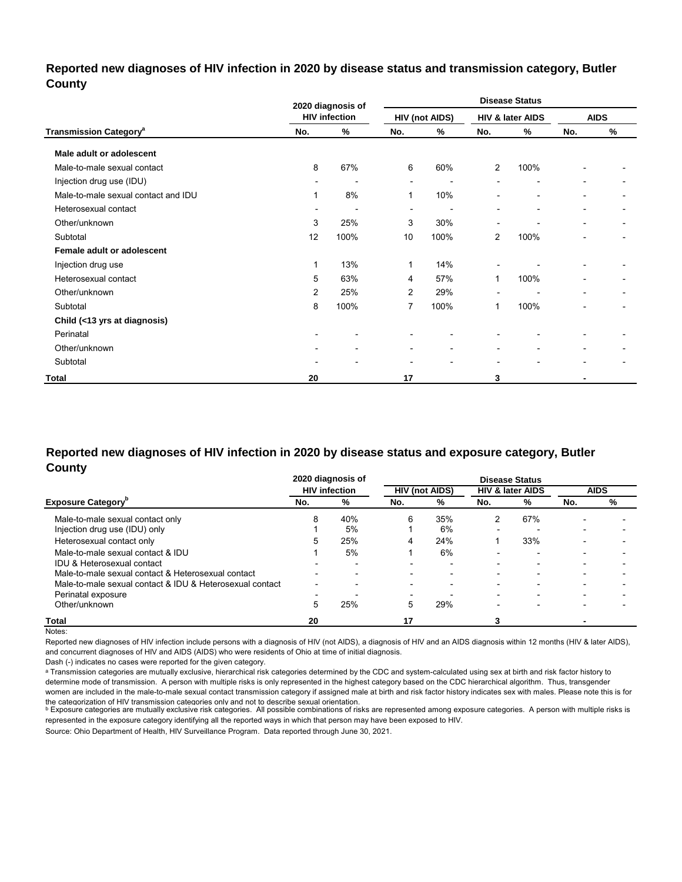## Reported new diagnoses of HIV infection in 2020 by disease status and transmission category, Butler County

| Transmission Category[a] | 2020 diagnosis of HIV infection | | Disease Status | | | | | |
|---|---|---|---|---|---|---|---|---|
| | | | HIV (not AIDS) | | HIV & later AIDS | | AIDS | |
| | No. | % | No. | % | No. | % | No. | % |
| **Male adult or adolescent** | | | | | | | | |
| Male-to-male sexual contact | 8 | 67% | 6 | 60% | 2 | 100% | - | - |
| Injection drug use (IDU) | - | - | - | - | - | - | - | - |
| Male-to-male sexual contact and IDU | 1 | 8% | 1 | 10% | - | - | - | - |
| Heterosexual contact | - | - | - | - | - | - | - | - |
| Other/unknown | 3 | 25% | 3 | 30% | - | - | - | - |
| Subtotal | 12 | 100% | 10 | 100% | 2 | 100% | - | - |
| **Female adult or adolescent** | | | | | | | | |
| Injection drug use | 1 | 13% | 1 | 14% | - | - | - | - |
| Heterosexual contact | 5 | 63% | 4 | 57% | 1 | 100% | - | - |
| Other/unknown | 2 | 25% | 2 | 29% | - | - | - | - |
| Subtotal | 8 | 100% | 7 | 100% | 1 | 100% | - | - |
| **Child (<13 yrs at diagnosis)** | | | | | | | | |
| Perinatal | - | - | - | - | - | - | - | - |
| Other/unknown | - | - | - | - | - | - | - | - |
| Subtotal | - | - | - | - | - | - | - | - |
| **Total** | **20** | | **17** | | **3** | | **-** | |

## Reported new diagnoses of HIV infection in 2020 by disease status and exposure category, Butler County

| Exposure Category[b] | 2020 diagnosis of HIV infection | | Disease Status | | | | | |
|---|---|---|---|---|---|---|---|---|
| | | | HIV (not AIDS) | | HIV & later AIDS | | AIDS | |
| | No. | % | No. | % | No. | % | No. | % |
| Male-to-male sexual contact only | 8 | 40% | 6 | 35% | 2 | 67% | - | - |
| Injection drug use (IDU) only | 1 | 5% | 1 | 6% | - | - | - | - |
| Heterosexual contact only | 5 | 25% | 4 | 24% | 1 | 33% | - | - |
| Male-to-male sexual contact & IDU | 1 | 5% | 1 | 6% | - | - | - | - |
| IDU & Heterosexual contact | - | - | - | - | - | - | - | - |
| Male-to-male sexual contact & Heterosexual contact | - | - | - | - | - | - | - | - |
| Male-to-male sexual contact & IDU & Heterosexual contact | - | - | - | - | - | - | - | - |
| Perinatal exposure | - | - | - | - | - | - | - | - |
| Other/unknown | 5 | 25% | 5 | 29% | - | - | - | - |
| **Total** | **20** | | **17** | | **3** | | **-** | |

Notes:

Reported new diagnoses of HIV infection include persons with a diagnosis of HIV (not AIDS), a diagnosis of HIV and an AIDS diagnosis within 12 months (HIV & later AIDS), and concurrent diagnoses of HIV and AIDS (AIDS) who were residents of Ohio at time of initial diagnosis.

Dash (-) indicates no cases were reported for the given category.

[a] Transmission categories are mutually exclusive, hierarchical risk categories determined by the CDC and system-calculated using sex at birth and risk factor history to determine mode of transmission. A person with multiple risks is only represented in the highest category based on the CDC hierarchical algorithm. Thus, transgender women are included in the male-to-male sexual contact transmission category if assigned male at birth and risk factor history indicates sex with males. Please note this is for the categorization of HIV transmission categories only and not to describe sexual orientation.

[b] Exposure categories are mutually exclusive risk categories. All possible combinations of risks are represented among exposure categories. A person with multiple risks is represented in the exposure category identifying all the reported ways in which that person may have been exposed to HIV.

Source: Ohio Department of Health, HIV Surveillance Program. Data reported through June 30, 2021.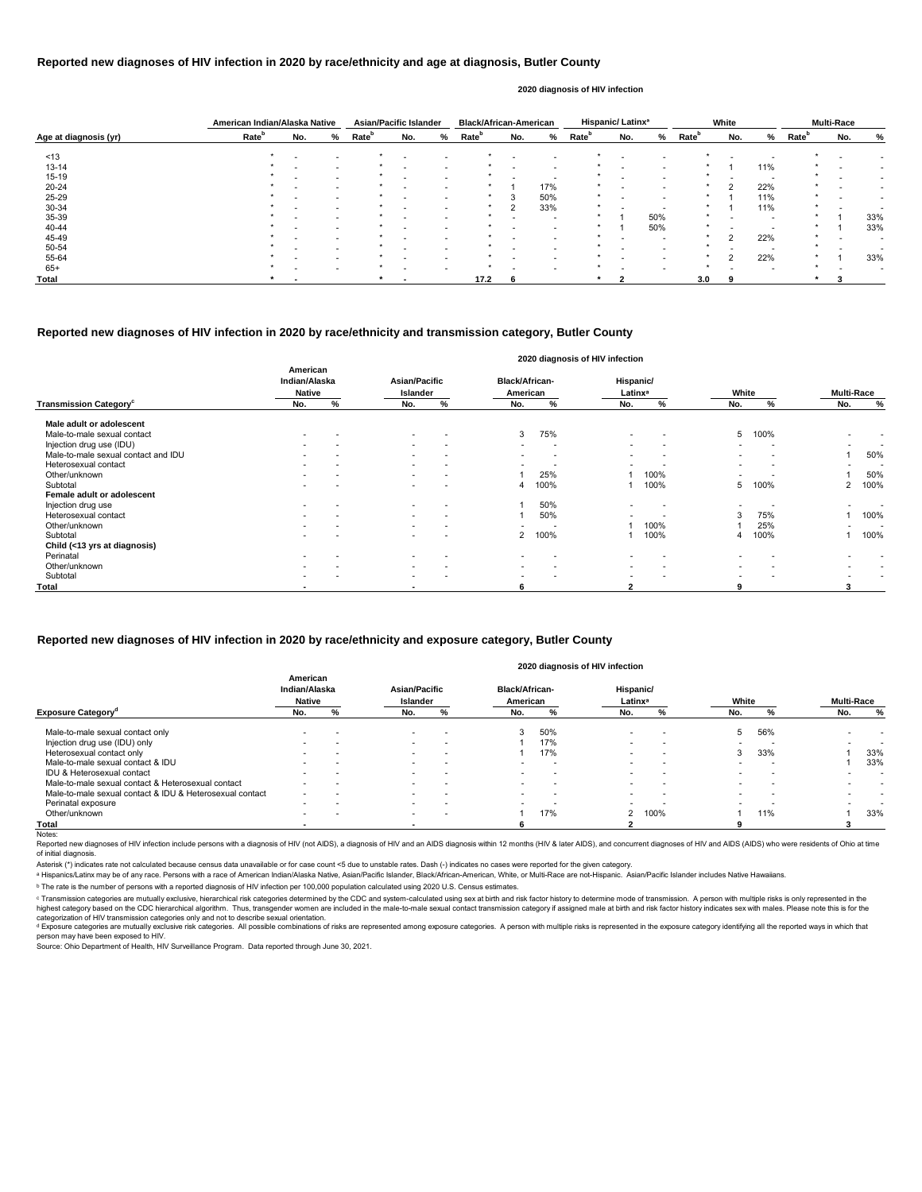### Reported new diagnoses of HIV infection in 2020 by race/ethnicity and age at diagnosis, Butler County

2020 diagnosis of HIV infection

| Age at diagnosis (yr) | American Indian/Alaska Native | | | Asian/Pacific Islander | | | Black/African-American | | | Hispanic/ Latinx[a] | | | White | | | Multi-Race | | |
|---|---|---|---|---|---|---|---|---|---|---|---|---|---|---|---|---|---|---|
| | Rate[b] | No. | % | Rate[b] | No. | % | Rate[b] | No. | % | Rate[b] | No. | % | Rate[b] | No. | % | Rate[b] | No. | % |
| <13 | * | - | - | * | - | - | * | - | - | * | - | - | * | - | - | * | - | - |
| 13-14 | * | - | - | * | - | - | * | - | - | * | - | - | * | 1 | 11% | * | - | - |
| 15-19 | * | - | - | * | - | - | * | - | - | * | - | - | * | - | - | * | - | - |
| 20-24 | * | - | - | * | - | - | * | 1 | 17% | * | - | - | * | 2 | 22% | * | - | - |
| 25-29 | * | - | - | * | - | - | * | 3 | 50% | * | - | - | * | 1 | 11% | * | - | - |
| 30-34 | * | - | - | * | - | - | * | 2 | 33% | * | - | - | * | 1 | 11% | * | - | - |
| 35-39 | * | - | - | * | - | - | * | - | - | * | 1 | 50% | * | - | - | * | 1 | 33% |
| 40-44 | * | - | - | * | - | - | * | - | - | * | 1 | 50% | * | - | - | * | 1 | 33% |
| 45-49 | * | - | - | * | - | - | * | - | - | * | - | - | * | 2 | 22% | * | - | - |
| 50-54 | * | - | - | * | - | - | * | - | - | * | - | - | * | - | - | * | - | - |
| 55-64 | * | - | - | * | - | - | * | - | - | * | - | - | * | 2 | 22% | * | 1 | 33% |
| 65+ | * | - | - | * | - | - | * | - | - | * | - | - | * | - | - | * | - | - |
| **Total** | * | - | | * | - | | 17.2 | 6 | | * | 2 | | 3.0 | 9 | | * | 3 | |

### Reported new diagnoses of HIV infection in 2020 by race/ethnicity and transmission category, Butler County

2020 diagnosis of HIV infection

| Transmission Category[c] | American Indian/Alaska Native | | Asian/Pacific Islander | | Black/African-American | | Hispanic/ Latinx[a] | | White | | Multi-Race | |
|---|---|---|---|---|---|---|---|---|---|---|---|---|
| | No. | % | No. | % | No. | % | No. | % | No. | % | No. | % |
| **Male adult or adolescent** | | | | | | | | | | | | |
| Male-to-male sexual contact | - | - | - | - | 3 | 75% | - | - | 5 | 100% | - | - |
| Injection drug use (IDU) | - | - | - | - | - | - | - | - | - | - | - | - |
| Male-to-male sexual contact and IDU | - | - | - | - | - | - | - | - | - | - | 1 | 50% |
| Heterosexual contact | - | - | - | - | - | - | - | - | - | - | - | - |
| Other/unknown | - | - | - | - | 1 | 25% | 1 | 100% | - | - | 1 | 50% |
| Subtotal | - | - | - | - | 4 | 100% | 1 | 100% | 5 | 100% | 2 | 100% |
| **Female adult or adolescent** | | | | | | | | | | | | |
| Injection drug use | - | - | - | - | 1 | 50% | - | - | - | - | - | - |
| Heterosexual contact | - | - | - | - | 1 | 50% | - | - | 3 | 75% | 1 | 100% |
| Other/unknown | - | - | - | - | - | - | 1 | 100% | 1 | 25% | - | - |
| Subtotal | - | - | - | - | 2 | 100% | 1 | 100% | 4 | 100% | 1 | 100% |
| **Child (<13 yrs at diagnosis)** | | | | | | | | | | | | |
| Perinatal | - | - | - | - | - | - | - | - | - | - | - | - |
| Other/unknown | - | - | - | - | - | - | - | - | - | - | - | - |
| Subtotal | - | - | - | - | - | - | - | - | - | - | - | - |
| **Total** | - | | - | | 6 | | 2 | | 9 | | 3 | |

### Reported new diagnoses of HIV infection in 2020 by race/ethnicity and exposure category, Butler County

2020 diagnosis of HIV infection

| Exposure Category[d] | American Indian/Alaska Native | | Asian/Pacific Islander | | Black/African-American | | Hispanic/ Latinx[a] | | White | | Multi-Race | |
|---|---|---|---|---|---|---|---|---|---|---|---|---|
| | No. | % | No. | % | No. | % | No. | % | No. | % | No. | % |
| Male-to-male sexual contact only | - | - | - | - | 3 | 50% | - | - | 5 | 56% | - | - |
| Injection drug use (IDU) only | - | - | - | - | 1 | 17% | - | - | - | - | - | - |
| Heterosexual contact only | - | - | - | - | 1 | 17% | - | - | 3 | 33% | 1 | 33% |
| Male-to-male sexual contact & IDU | - | - | - | - | - | - | - | - | - | - | 1 | 33% |
| IDU & Heterosexual contact | - | - | - | - | - | - | - | - | - | - | - | - |
| Male-to-male sexual contact & Heterosexual contact | - | - | - | - | - | - | - | - | - | - | - | - |
| Male-to-male sexual contact & IDU & Heterosexual contact | - | - | - | - | - | - | - | - | - | - | - | - |
| Perinatal exposure | - | - | - | - | - | - | - | - | - | - | - | - |
| Other/unknown | - | - | - | - | 1 | 17% | 2 | 100% | 1 | 11% | 1 | 33% |
| **Total** | - | | - | | 6 | | 2 | | 9 | | 3 | |

Notes:

Reported new diagnoses of HIV infection include persons with a diagnosis of HIV (not AIDS), a diagnosis of HIV and an AIDS diagnosis within 12 months (HIV & later AIDS), and concurrent diagnoses of HIV and AIDS (AIDS) who were residents of Ohio at time of initial diagnosis.

Asterisk (*) indicates rate not calculated because census data unavailable or for case count <5 due to unstable rates. Dash (-) indicates no cases were reported for the given category.

[a] Hispanics/Latinx may be of any race. Persons with a race of American Indian/Alaska Native, Asian/Pacific Islander, Black/African-American, White, or Multi-Race are not-Hispanic. Asian/Pacific Islander includes Native Hawaiians.

[b] The rate is the number of persons with a reported diagnosis of HIV infection per 100,000 population calculated using 2020 U.S. Census estimates.

[c] Transmission categories are mutually exclusive, hierarchical risk categories determined by the CDC and system-calculated using sex at birth and risk factor history to determine mode of transmission. A person with multiple risks is only represented in the highest category based on the CDC hierarchical algorithm. Thus, transgender women are included in the male-to-male sexual contact transmission category if assigned male at birth and risk factor history indicates sex with males. Please note this is for the categorization of HIV transmission categories only and not to describe sexual orientation.

[d] Exposure categories are mutually exclusive risk categories. All possible combinations of risks are represented among exposure categories. A person with multiple risks is represented in the exposure category identifying all the reported ways in which that person may have been exposed to HIV.

Source: Ohio Department of Health, HIV Surveillance Program. Data reported through June 30, 2021.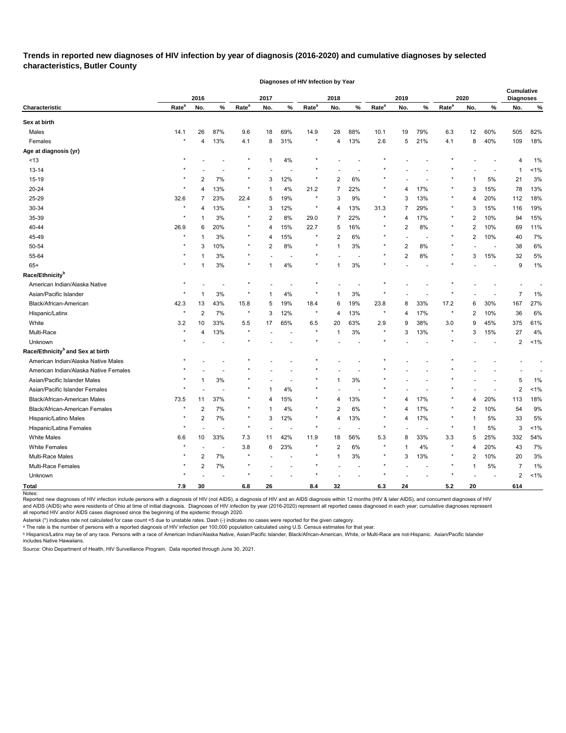## Trends in reported new diagnoses of HIV infection by year of diagnosis (2016-2020) and cumulative diagnoses by selected characteristics, Butler County

| | Diagnoses of HIV Infection by Year | | | | | | | | | | | | | | | Cumulative Diagnoses | |
|---|---|---|---|---|---|---|---|---|---|---|---|---|---|---|---|---|---|
| | 2016 | | | 2017 | | | 2018 | | | 2019 | | | 2020 | | | | |
| **Characteristic** | **Rate[a]** | **No.** | **%** | **Rate[a]** | **No.** | **%** | **Rate[a]** | **No.** | **%** | **Rate[a]** | **No.** | **%** | **Rate[a]** | **No.** | **%** | **No.** | **%** |
| **Sex at birth** | | | | | | | | | | | | | | | | | |
| Males | 14.1 | 26 | 87% | 9.6 | 18 | 69% | 14.9 | 28 | 88% | 10.1 | 19 | 79% | 6.3 | 12 | 60% | 505 | 82% |
| Females | * | 4 | 13% | 4.1 | 8 | 31% | * | 4 | 13% | 2.6 | 5 | 21% | 4.1 | 8 | 40% | 109 | 18% |
| **Age at diagnosis (yr)** | | | | | | | | | | | | | | | | | |
| <13 | * | - | - | * | 1 | 4% | * | - | - | * | - | - | * | - | - | 4 | 1% |
| 13-14 | * | - | - | * | - | - | * | - | - | * | - | - | * | - | - | 1 | <1% |
| 15-19 | * | 2 | 7% | * | 3 | 12% | * | 2 | 6% | * | - | - | * | 1 | 5% | 21 | 3% |
| 20-24 | * | 4 | 13% | * | 1 | 4% | 21.2 | 7 | 22% | * | 4 | 17% | * | 3 | 15% | 78 | 13% |
| 25-29 | 32.6 | 7 | 23% | 22.4 | 5 | 19% | * | 3 | 9% | * | 3 | 13% | * | 4 | 20% | 112 | 18% |
| 30-34 | * | 4 | 13% | * | 3 | 12% | * | 4 | 13% | 31.3 | 7 | 29% | * | 3 | 15% | 116 | 19% |
| 35-39 | * | 1 | 3% | * | 2 | 8% | 29.0 | 7 | 22% | * | 4 | 17% | * | 2 | 10% | 94 | 15% |
| 40-44 | 26.9 | 6 | 20% | * | 4 | 15% | 22.7 | 5 | 16% | * | 2 | 8% | * | 2 | 10% | 69 | 11% |
| 45-49 | * | 1 | 3% | * | 4 | 15% | * | 2 | 6% | * | - | - | * | 2 | 10% | 40 | 7% |
| 50-54 | * | 3 | 10% | * | 2 | 8% | * | 1 | 3% | * | 2 | 8% | * | - | - | 38 | 6% |
| 55-64 | * | 1 | 3% | * | - | - | * | - | - | * | 2 | 8% | * | 3 | 15% | 32 | 5% |
| 65+ | * | 1 | 3% | * | 1 | 4% | * | 1 | 3% | * | - | - | * | - | - | 9 | 1% |
| **Race/Ethnicity[b]** | | | | | | | | | | | | | | | | | |
| American Indian/Alaska Native | * | - | - | * | - | - | * | - | - | * | - | - | * | - | - | - | - |
| Asian/Pacific Islander | * | 1 | 3% | * | 1 | 4% | * | 1 | 3% | * | - | - | * | - | - | 7 | 1% |
| Black/African-American | 42.3 | 13 | 43% | 15.8 | 5 | 19% | 18.4 | 6 | 19% | 23.8 | 8 | 33% | 17.2 | 6 | 30% | 167 | 27% |
| Hispanic/Latinx | * | 2 | 7% | * | 3 | 12% | * | 4 | 13% | * | 4 | 17% | * | 2 | 10% | 36 | 6% |
| White | 3.2 | 10 | 33% | 5.5 | 17 | 65% | 6.5 | 20 | 63% | 2.9 | 9 | 38% | 3.0 | 9 | 45% | 375 | 61% |
| Multi-Race | * | 4 | 13% | * | - | - | * | 1 | 3% | * | 3 | 13% | * | 3 | 15% | 27 | 4% |
| Unknown | * | - | - | * | - | - | * | - | - | * | - | - | * | - | - | 2 | <1% |
| **Race/Ethnicity[b] and Sex at birth** | | | | | | | | | | | | | | | | | |
| American Indian/Alaska Native Males | * | - | - | * | - | - | * | - | - | * | - | - | * | - | - | - | - |
| American Indian/Alaska Native Females | * | - | - | * | - | - | * | - | - | * | - | - | * | - | - | - | - |
| Asian/Pacific Islander Males | * | 1 | 3% | * | - | - | * | 1 | 3% | * | - | - | * | - | - | 5 | 1% |
| Asian/Pacific Islander Females | * | - | - | * | 1 | 4% | * | - | - | * | - | - | * | - | - | 2 | <1% |
| Black/African-American Males | 73.5 | 11 | 37% | * | 4 | 15% | * | 4 | 13% | * | 4 | 17% | * | 4 | 20% | 113 | 18% |
| Black/African-American Females | * | 2 | 7% | * | 1 | 4% | * | 2 | 6% | * | 4 | 17% | * | 2 | 10% | 54 | 9% |
| Hispanic/Latino Males | * | 2 | 7% | * | 3 | 12% | * | 4 | 13% | * | 4 | 17% | * | 1 | 5% | 33 | 5% |
| Hispanic/Latina Females | * | - | - | * | - | - | * | - | - | * | - | - | * | 1 | 5% | 3 | <1% |
| White Males | 6.6 | 10 | 33% | 7.3 | 11 | 42% | 11.9 | 18 | 56% | 5.3 | 8 | 33% | 3.3 | 5 | 25% | 332 | 54% |
| White Females | * | - | - | 3.8 | 6 | 23% | * | 2 | 6% | * | 1 | 4% | * | 4 | 20% | 43 | 7% |
| Multi-Race Males | * | 2 | 7% | * | - | - | * | 1 | 3% | * | 3 | 13% | * | 2 | 10% | 20 | 3% |
| Multi-Race Females | * | 2 | 7% | * | - | - | * | - | - | * | - | - | * | 1 | 5% | 7 | 1% |
| Unknown | * | - | - | * | - | - | * | - | - | * | - | - | * | - | - | 2 | <1% |
| **Total** | **7.9** | **30** | | **6.8** | **26** | | **8.4** | **32** | | **6.3** | **24** | | **5.2** | **20** | | **614** | |

Notes:
Reported new diagnoses of HIV infection include persons with a diagnosis of HIV (not AIDS), a diagnosis of HIV and an AIDS diagnosis within 12 months (HIV & later AIDS), and concurrent diagnoses of HIV and AIDS (AIDS) who were residents of Ohio at time of initial diagnosis. Diagnoses of HIV infection by year (2016-2020) represent all reported cases diagnosed in each year; cumulative diagnoses represent all reported HIV and/or AIDS cases diagnosed since the beginning of the epidemic through 2020.

Asterisk (*) indicates rate not calculated for case count <5 due to unstable rates. Dash (-) indicates no cases were reported for the given category.

[a] The rate is the number of persons with a reported diagnosis of HIV infection per 100,000 population calculated using U.S. Census estimates for that year.

[b] Hispanics/Latinx may be of any race. Persons with a race of American Indian/Alaska Native, Asian/Pacific Islander, Black/African-American, White, or Multi-Race are not-Hispanic. Asian/Pacific Islander includes Native Hawaiians.

Source: Ohio Department of Health, HIV Surveillance Program. Data reported through June 30, 2021.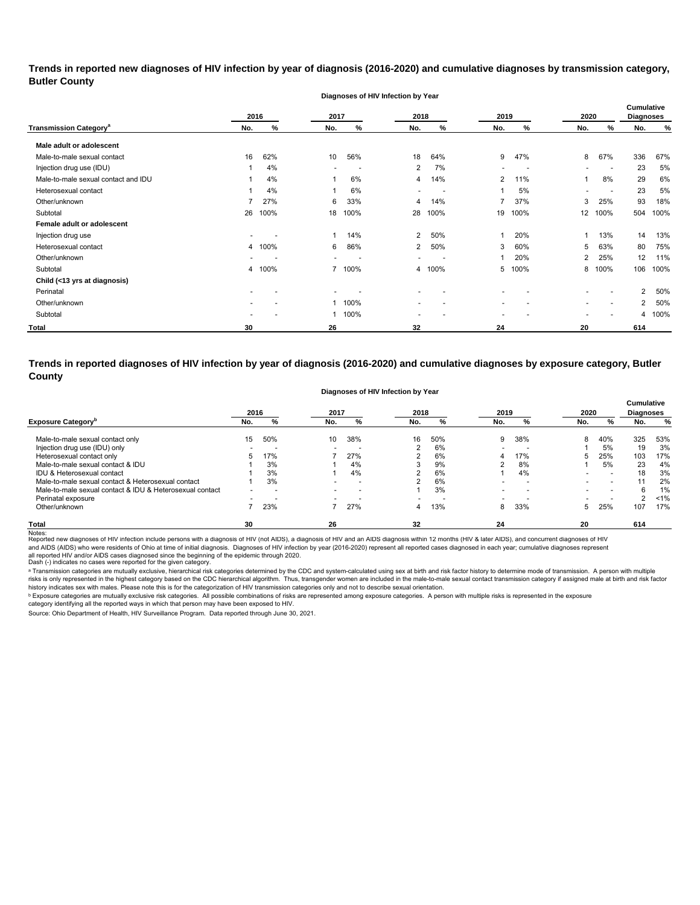**Trends in reported new diagnoses of HIV infection by year of diagnosis (2016-2020) and cumulative diagnoses by transmission category, Butler County**

| | Diagnoses of HIV Infection by Year | | | | | | | | | | Cumulative Diagnoses | |
|---|---|---|---|---|---|---|---|---|---|---|---|---|
| | 2016 | | 2017 | | 2018 | | 2019 | | 2020 | | | |
| **Transmission Category**[a] | No. | % | No. | % | No. | % | No. | % | No. | % | No. | % |
| **Male adult or adolescent** | | | | | | | | | | | | |
| Male-to-male sexual contact | 16 | 62% | 10 | 56% | 18 | 64% | 9 | 47% | 8 | 67% | 336 | 67% |
| Injection drug use (IDU) | 1 | 4% | - | - | 2 | 7% | - | - | - | - | 23 | 5% |
| Male-to-male sexual contact and IDU | 1 | 4% | 1 | 6% | 4 | 14% | 2 | 11% | 1 | 8% | 29 | 6% |
| Heterosexual contact | 1 | 4% | 1 | 6% | - | - | 1 | 5% | - | - | 23 | 5% |
| Other/unknown | 7 | 27% | 6 | 33% | 4 | 14% | 7 | 37% | 3 | 25% | 93 | 18% |
| Subtotal | 26 | 100% | 18 | 100% | 28 | 100% | 19 | 100% | 12 | 100% | 504 | 100% |
| **Female adult or adolescent** | | | | | | | | | | | | |
| Injection drug use | - | - | 1 | 14% | 2 | 50% | 1 | 20% | 1 | 13% | 14 | 13% |
| Heterosexual contact | 4 | 100% | 6 | 86% | 2 | 50% | 3 | 60% | 5 | 63% | 80 | 75% |
| Other/unknown | - | - | - | - | - | - | 1 | 20% | 2 | 25% | 12 | 11% |
| Subtotal | 4 | 100% | 7 | 100% | 4 | 100% | 5 | 100% | 8 | 100% | 106 | 100% |
| **Child (<13 yrs at diagnosis)** | | | | | | | | | | | | |
| Perinatal | - | - | - | - | - | - | - | - | - | - | 2 | 50% |
| Other/unknown | - | - | 1 | 100% | - | - | - | - | - | - | 2 | 50% |
| Subtotal | - | - | 1 | 100% | - | - | - | - | - | - | 4 | 100% |
| **Total** | **30** | | **26** | | **32** | | **24** | | **20** | | **614** | |

**Trends in reported diagnoses of HIV infection by year of diagnosis (2016-2020) and cumulative diagnoses by exposure category, Butler County**

| | Diagnoses of HIV Infection by Year | | | | | | | | | | Cumulative Diagnoses | |
|---|---|---|---|---|---|---|---|---|---|---|---|---|
| | 2016 | | 2017 | | 2018 | | 2019 | | 2020 | | | |
| **Exposure Category**[b] | No. | % | No. | % | No. | % | No. | % | No. | % | No. | % |
| Male-to-male sexual contact only | 15 | 50% | 10 | 38% | 16 | 50% | 9 | 38% | 8 | 40% | 325 | 53% |
| Injection drug use (IDU) only | - | - | - | - | 2 | 6% | - | - | 1 | 5% | 19 | 3% |
| Heterosexual contact only | 5 | 17% | 7 | 27% | 2 | 6% | 4 | 17% | 5 | 25% | 103 | 17% |
| Male-to-male sexual contact & IDU | 1 | 3% | 1 | 4% | 3 | 9% | 2 | 8% | 1 | 5% | 23 | 4% |
| IDU & Heterosexual contact | 1 | 3% | 1 | 4% | 2 | 6% | 1 | 4% | - | - | 18 | 3% |
| Male-to-male sexual contact & Heterosexual contact | 1 | 3% | - | - | 2 | 6% | - | - | - | - | 11 | 2% |
| Male-to-male sexual contact & IDU & Heterosexual contact | - | - | - | - | 1 | 3% | - | - | - | - | 6 | 1% |
| Perinatal exposure | - | - | - | - | - | - | - | - | - | - | 2 | <1% |
| Other/unknown | 7 | 23% | 7 | 27% | 4 | 13% | 8 | 33% | 5 | 25% | 107 | 17% |
| **Total** | **30** | | **26** | | **32** | | **24** | | **20** | | **614** | |

Notes:
Reported new diagnoses of HIV infection include persons with a diagnosis of HIV (not AIDS), a diagnosis of HIV and an AIDS diagnosis within 12 months (HIV & later AIDS), and concurrent diagnoses of HIV and AIDS (AIDS) who were residents of Ohio at time of initial diagnosis. Diagnoses of HIV infection by year (2016-2020) represent all reported cases diagnosed in each year; cumulative diagnoses represent all reported HIV and/or AIDS cases diagnosed since the beginning of the epidemic through 2020.
Dash (-) indicates no cases were reported for the given category.

[a] Transmission categories are mutually exclusive, hierarchical risk categories determined by the CDC and system-calculated using sex at birth and risk factor history to determine mode of transmission. A person with multiple risks is only represented in the highest category based on the CDC hierarchical algorithm. Thus, transgender women are included in the male-to-male sexual contact transmission category if assigned male at birth and risk factor history indicates sex with males. Please note this is for the categorization of HIV transmission categories only and not to describe sexual orientation.

[b] Exposure categories are mutually exclusive risk categories. All possible combinations of risks are represented among exposure categories. A person with multiple risks is represented in the exposure category identifying all the reported ways in which that person may have been exposed to HIV.

Source: Ohio Department of Health, HIV Surveillance Program. Data reported through June 30, 2021.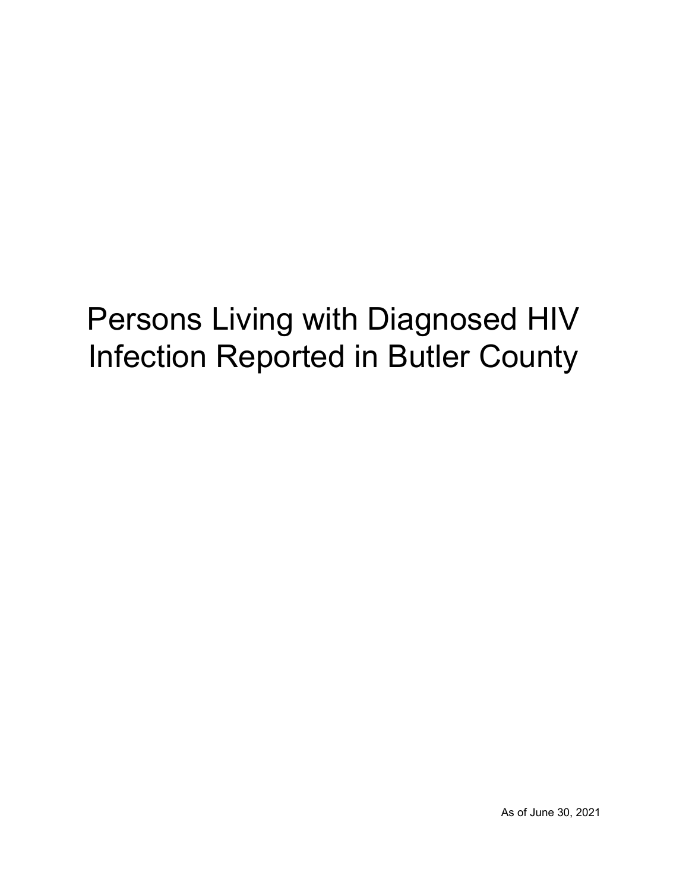# Persons Living with Diagnosed HIV Infection Reported in Butler County

As of June 30, 2021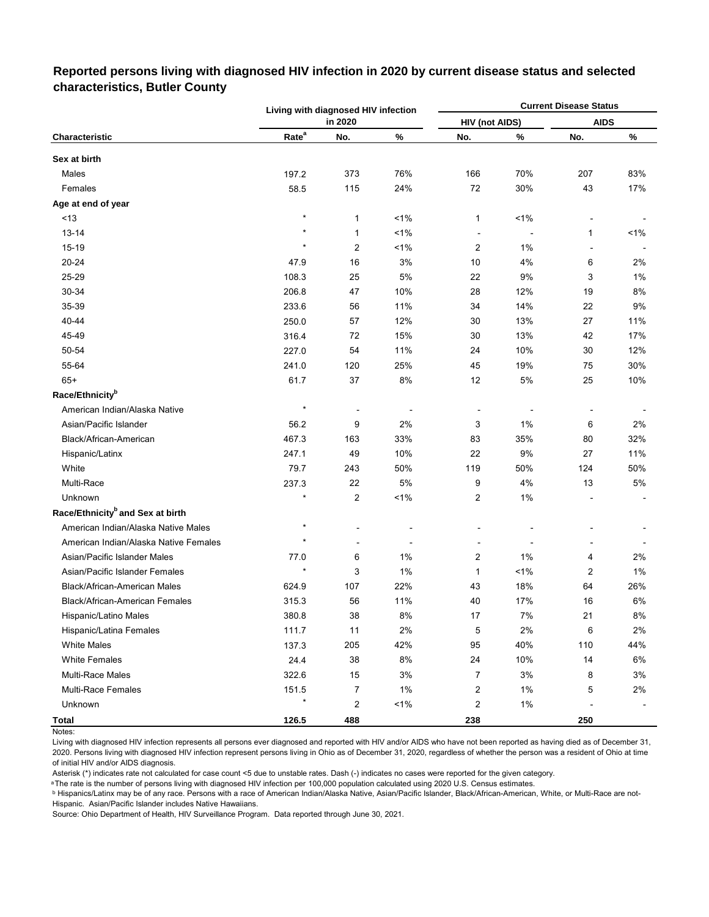## Reported persons living with diagnosed HIV infection in 2020 by current disease status and selected characteristics, Butler County

| Characteristic | Living with diagnosed HIV infection in 2020 | | | Current Disease Status | | | |
|---|---|---|---|---|---|---|---|
| | | | | HIV (not AIDS) | | AIDS | |
| | Rate[a] | No. | % | No. | % | No. | % |
| **Sex at birth** | | | | | | | |
| Males | 197.2 | 373 | 76% | 166 | 70% | 207 | 83% |
| Females | 58.5 | 115 | 24% | 72 | 30% | 43 | 17% |
| **Age at end of year** | | | | | | | |
| <13 | * | 1 | <1% | 1 | <1% | - | - |
| 13-14 | * | 1 | <1% | - | - | 1 | <1% |
| 15-19 | * | 2 | <1% | 2 | 1% | - | - |
| 20-24 | 47.9 | 16 | 3% | 10 | 4% | 6 | 2% |
| 25-29 | 108.3 | 25 | 5% | 22 | 9% | 3 | 1% |
| 30-34 | 206.8 | 47 | 10% | 28 | 12% | 19 | 8% |
| 35-39 | 233.6 | 56 | 11% | 34 | 14% | 22 | 9% |
| 40-44 | 250.0 | 57 | 12% | 30 | 13% | 27 | 11% |
| 45-49 | 316.4 | 72 | 15% | 30 | 13% | 42 | 17% |
| 50-54 | 227.0 | 54 | 11% | 24 | 10% | 30 | 12% |
| 55-64 | 241.0 | 120 | 25% | 45 | 19% | 75 | 30% |
| 65+ | 61.7 | 37 | 8% | 12 | 5% | 25 | 10% |
| **Race/Ethnicity[b]** | | | | | | | |
| American Indian/Alaska Native | * | - | - | - | - | - | - |
| Asian/Pacific Islander | 56.2 | 9 | 2% | 3 | 1% | 6 | 2% |
| Black/African-American | 467.3 | 163 | 33% | 83 | 35% | 80 | 32% |
| Hispanic/Latinx | 247.1 | 49 | 10% | 22 | 9% | 27 | 11% |
| White | 79.7 | 243 | 50% | 119 | 50% | 124 | 50% |
| Multi-Race | 237.3 | 22 | 5% | 9 | 4% | 13 | 5% |
| Unknown | * | 2 | <1% | 2 | 1% | - | - |
| **Race/Ethnicity[b] and Sex at birth** | | | | | | | |
| American Indian/Alaska Native Males | * | - | - | - | - | - | - |
| American Indian/Alaska Native Females | * | - | - | - | - | - | - |
| Asian/Pacific Islander Males | 77.0 | 6 | 1% | 2 | 1% | 4 | 2% |
| Asian/Pacific Islander Females | * | 3 | 1% | 1 | <1% | 2 | 1% |
| Black/African-American Males | 624.9 | 107 | 22% | 43 | 18% | 64 | 26% |
| Black/African-American Females | 315.3 | 56 | 11% | 40 | 17% | 16 | 6% |
| Hispanic/Latino Males | 380.8 | 38 | 8% | 17 | 7% | 21 | 8% |
| Hispanic/Latina Females | 111.7 | 11 | 2% | 5 | 2% | 6 | 2% |
| White Males | 137.3 | 205 | 42% | 95 | 40% | 110 | 44% |
| White Females | 24.4 | 38 | 8% | 24 | 10% | 14 | 6% |
| Multi-Race Males | 322.6 | 15 | 3% | 7 | 3% | 8 | 3% |
| Multi-Race Females | 151.5 | 7 | 1% | 2 | 1% | 5 | 2% |
| Unknown | * | 2 | <1% | 2 | 1% | - | - |
| **Total** | **126.5** | **488** | | **238** | | **250** | |

Notes:

Living with diagnosed HIV infection represents all persons ever diagnosed and reported with HIV and/or AIDS who have not been reported as having died as of December 31, 2020. Persons living with diagnosed HIV infection represent persons living in Ohio as of December 31, 2020, regardless of whether the person was a resident of Ohio at time of initial HIV and/or AIDS diagnosis.

Asterisk (*) indicates rate not calculated for case count <5 due to unstable rates. Dash (-) indicates no cases were reported for the given category.

[a] The rate is the number of persons living with diagnosed HIV infection per 100,000 population calculated using 2020 U.S. Census estimates.

[b] Hispanics/Latinx may be of any race. Persons with a race of American Indian/Alaska Native, Asian/Pacific Islander, Black/African-American, White, or Multi-Race are not-Hispanic. Asian/Pacific Islander includes Native Hawaiians.

Source: Ohio Department of Health, HIV Surveillance Program. Data reported through June 30, 2021.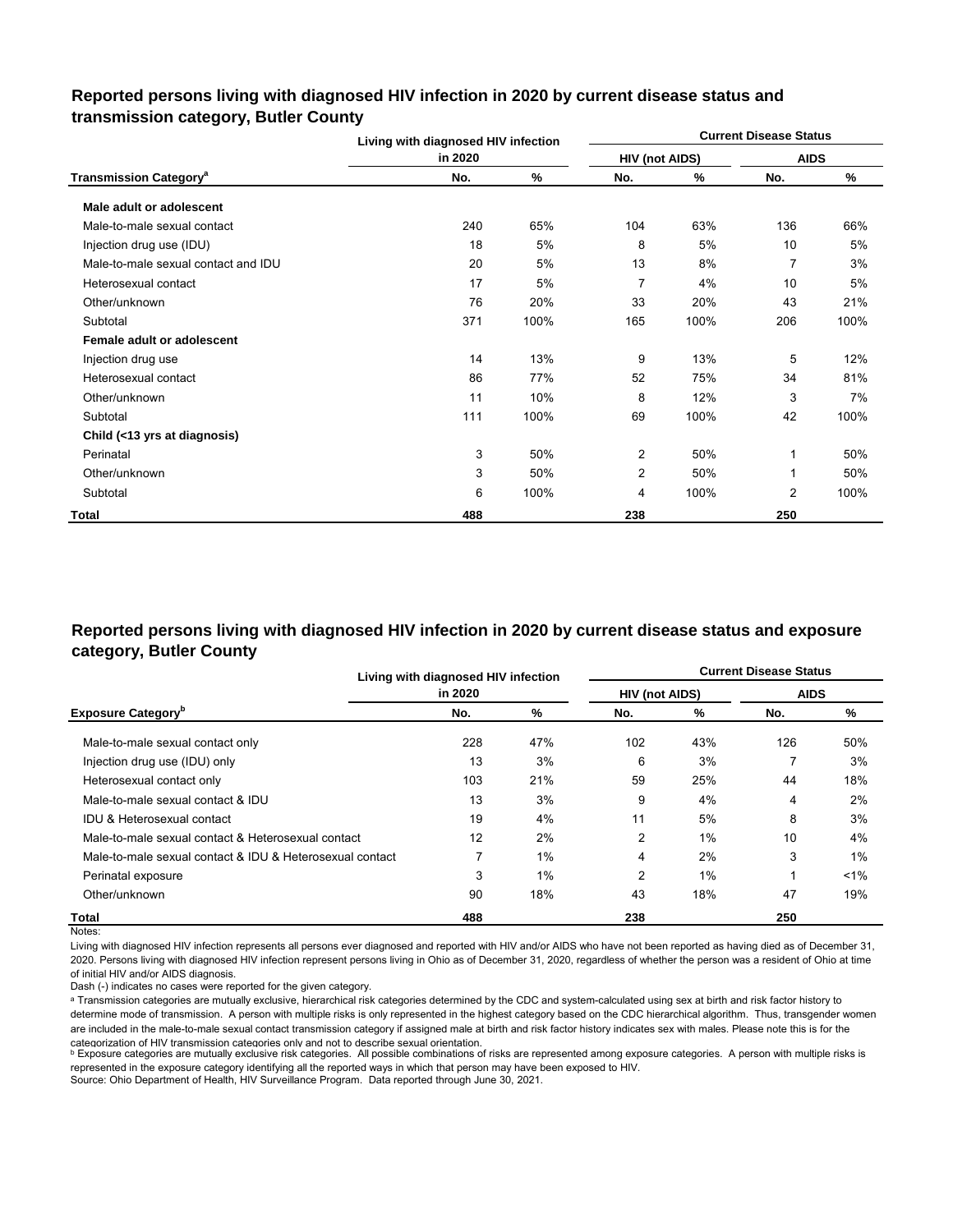## Reported persons living with diagnosed HIV infection in 2020 by current disease status and transmission category, Butler County

| Transmission Category[a] | Living with diagnosed HIV infection in 2020 | | Current Disease Status | | | |
|---|---|---|---|---|---|---|
| | | | HIV (not AIDS) | | AIDS | |
| | No. | % | No. | % | No. | % |
| **Male adult or adolescent** | | | | | | |
| Male-to-male sexual contact | 240 | 65% | 104 | 63% | 136 | 66% |
| Injection drug use (IDU) | 18 | 5% | 8 | 5% | 10 | 5% |
| Male-to-male sexual contact and IDU | 20 | 5% | 13 | 8% | 7 | 3% |
| Heterosexual contact | 17 | 5% | 7 | 4% | 10 | 5% |
| Other/unknown | 76 | 20% | 33 | 20% | 43 | 21% |
| Subtotal | 371 | 100% | 165 | 100% | 206 | 100% |
| **Female adult or adolescent** | | | | | | |
| Injection drug use | 14 | 13% | 9 | 13% | 5 | 12% |
| Heterosexual contact | 86 | 77% | 52 | 75% | 34 | 81% |
| Other/unknown | 11 | 10% | 8 | 12% | 3 | 7% |
| Subtotal | 111 | 100% | 69 | 100% | 42 | 100% |
| **Child (<13 yrs at diagnosis)** | | | | | | |
| Perinatal | 3 | 50% | 2 | 50% | 1 | 50% |
| Other/unknown | 3 | 50% | 2 | 50% | 1 | 50% |
| Subtotal | 6 | 100% | 4 | 100% | 2 | 100% |
| **Total** | **488** | | **238** | | **250** | |

## Reported persons living with diagnosed HIV infection in 2020 by current disease status and exposure category, Butler County

| Exposure Category[b] | Living with diagnosed HIV infection in 2020 | | Current Disease Status | | | |
|---|---|---|---|---|---|---|
| | | | HIV (not AIDS) | | AIDS | |
| | No. | % | No. | % | No. | % |
| Male-to-male sexual contact only | 228 | 47% | 102 | 43% | 126 | 50% |
| Injection drug use (IDU) only | 13 | 3% | 6 | 3% | 7 | 3% |
| Heterosexual contact only | 103 | 21% | 59 | 25% | 44 | 18% |
| Male-to-male sexual contact & IDU | 13 | 3% | 9 | 4% | 4 | 2% |
| IDU & Heterosexual contact | 19 | 4% | 11 | 5% | 8 | 3% |
| Male-to-male sexual contact & Heterosexual contact | 12 | 2% | 2 | 1% | 10 | 4% |
| Male-to-male sexual contact & IDU & Heterosexual contact | 7 | 1% | 4 | 2% | 3 | 1% |
| Perinatal exposure | 3 | 1% | 2 | 1% | 1 | <1% |
| Other/unknown | 90 | 18% | 43 | 18% | 47 | 19% |
| **Total** | **488** | | **238** | | **250** | |

Notes:

Living with diagnosed HIV infection represents all persons ever diagnosed and reported with HIV and/or AIDS who have not been reported as having died as of December 31, 2020. Persons living with diagnosed HIV infection represent persons living in Ohio as of December 31, 2020, regardless of whether the person was a resident of Ohio at time of initial HIV and/or AIDS diagnosis.

Dash (-) indicates no cases were reported for the given category.

[a] Transmission categories are mutually exclusive, hierarchical risk categories determined by the CDC and system-calculated using sex at birth and risk factor history to determine mode of transmission. A person with multiple risks is only represented in the highest category based on the CDC hierarchical algorithm. Thus, transgender women are included in the male-to-male sexual contact transmission category if assigned male at birth and risk factor history indicates sex with males. Please note this is for the categorization of HIV transmission categories only and not to describe sexual orientation.

[b] Exposure categories are mutually exclusive risk categories. All possible combinations of risks are represented among exposure categories. A person with multiple risks is represented in the exposure category identifying all the reported ways in which that person may have been exposed to HIV.

Source: Ohio Department of Health, HIV Surveillance Program. Data reported through June 30, 2021.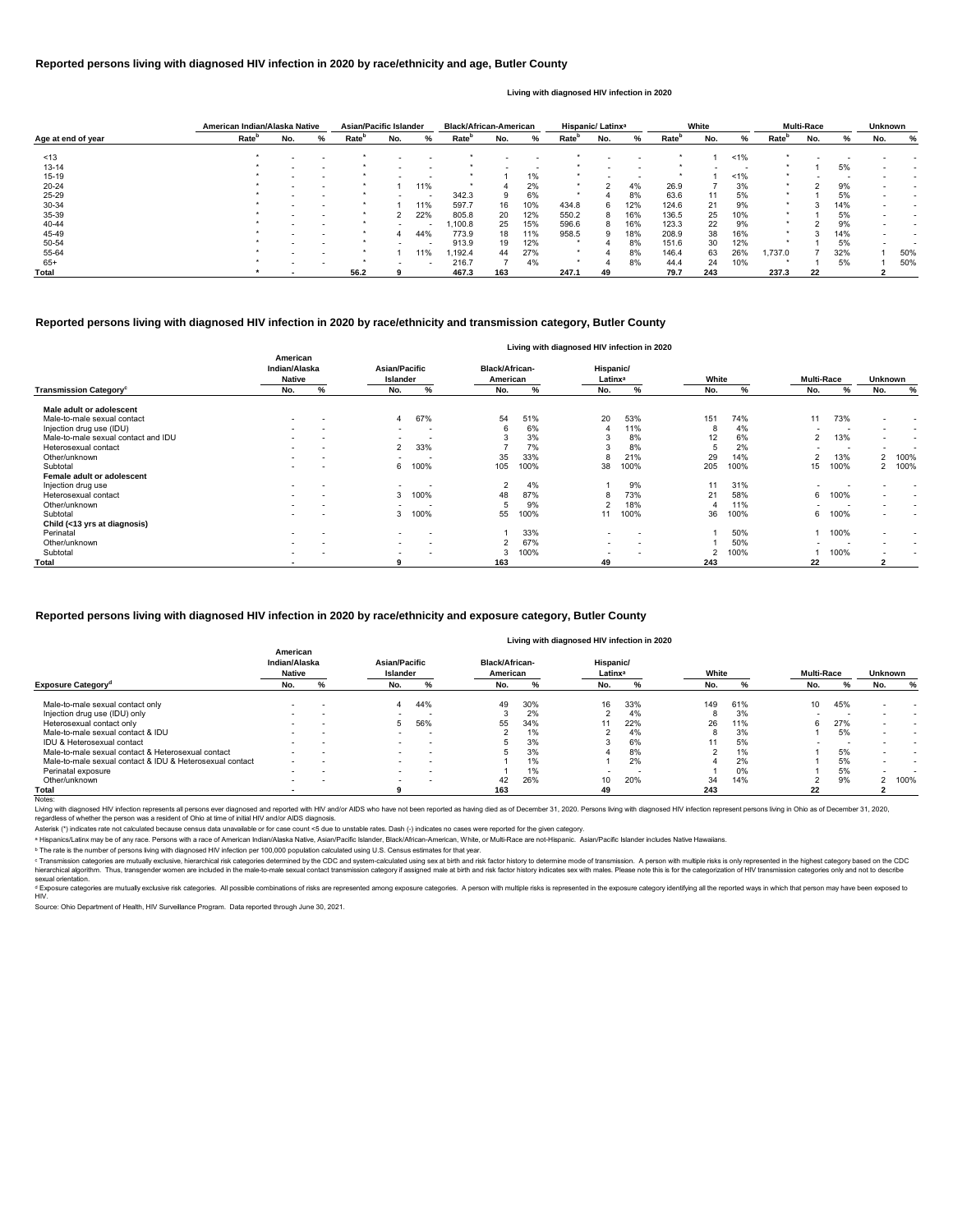## Reported persons living with diagnosed HIV infection in 2020 by race/ethnicity and age, Butler County

Living with diagnosed HIV infection in 2020

| Age at end of year | American Indian/Alaska Native | | | Asian/Pacific Islander | | | Black/African-American | | | Hispanic/ Latinx[a] | | | White | | | Multi-Race | | | Unknown | |
|---|---|---|---|---|---|---|---|---|---|---|---|---|---|---|---|---|---|---|---|---|
| | Rate[b] | No. | % | Rate[b] | No. | % | Rate[b] | No. | % | Rate[b] | No. | % | Rate[b] | No. | % | Rate[b] | No. | % | No. | % |
| <13 | * | - | - | * | - | - | * | - | - | * | - | - | * | 1 | <1% | * | - | - | - | - |
| 13-14 | * | - | - | * | - | - | * | - | - | * | - | - | * | - | - | * | 1 | 5% | - | - |
| 15-19 | * | - | - | * | - | - | * | 1 | 1% | * | - | - | * | 1 | <1% | * | - | - | - | - |
| 20-24 | * | - | - | * | 1 | 11% | * | 4 | 2% | * | 2 | 4% | 26.9 | 7 | 3% | * | 2 | 9% | - | - |
| 25-29 | * | - | - | * | - | - | 342.3 | 9 | 6% | * | 4 | 8% | 63.6 | 11 | 5% | * | 1 | 5% | - | - |
| 30-34 | * | - | - | * | 1 | 11% | 597.7 | 16 | 10% | 434.8 | 6 | 12% | 124.6 | 21 | 9% | * | 3 | 14% | - | - |
| 35-39 | * | - | - | * | 2 | 22% | 805.8 | 20 | 12% | 550.2 | 8 | 16% | 136.5 | 25 | 10% | * | 1 | 5% | - | - |
| 40-44 | * | - | - | * | - | - | 1,100.8 | 25 | 15% | 596.6 | 8 | 16% | 123.3 | 22 | 9% | * | 2 | 9% | - | - |
| 45-49 | * | - | - | * | 4 | 44% | 773.9 | 18 | 11% | 958.5 | 9 | 18% | 208.9 | 38 | 16% | * | 3 | 14% | - | - |
| 50-54 | * | - | - | * | - | - | 913.9 | 19 | 12% | * | 4 | 8% | 151.6 | 30 | 12% | * | 1 | 5% | - | - |
| 55-64 | * | - | - | * | 1 | 11% | 1,192.4 | 44 | 27% | * | 4 | 8% | 146.4 | 63 | 26% | 1,737.0 | 7 | 32% | 1 | 50% |
| 65+ | * | - | - | * | - | - | 216.7 | 7 | 4% | * | 4 | 8% | 44.4 | 24 | 10% | * | 1 | 5% | 1 | 50% |
| **Total** | * | - | | 56.2 | 9 | | 467.3 | 163 | | 247.1 | 49 | | 79.7 | 243 | | 237.3 | 22 | | 2 | |

## Reported persons living with diagnosed HIV infection in 2020 by race/ethnicity and transmission category, Butler County

Living with diagnosed HIV infection in 2020

| Transmission Category[c] | American Indian/Alaska Native | | Asian/Pacific Islander | | Black/African-American | | Hispanic/ Latinx[a] | | White | | Multi-Race | | Unknown | |
|---|---|---|---|---|---|---|---|---|---|---|---|---|---|---|
| | No. | % | No. | % | No. | % | No. | % | No. | % | No. | % | No. | % |
| **Male adult or adolescent** | | | | | | | | | | | | | | |
| Male-to-male sexual contact | - | - | 4 | 67% | 54 | 51% | 20 | 53% | 151 | 74% | 11 | 73% | - | - |
| Injection drug use (IDU) | - | - | - | - | 6 | 6% | 4 | 11% | 8 | 4% | - | - | - | - |
| Male-to-male sexual contact and IDU | - | - | - | - | 3 | 3% | 3 | 8% | 12 | 6% | 2 | 13% | - | - |
| Heterosexual contact | - | - | 2 | 33% | 7 | 7% | 3 | 8% | 5 | 2% | - | - | - | - |
| Other/unknown | - | - | - | - | 35 | 33% | 8 | 21% | 29 | 14% | 2 | 13% | 2 | 100% |
| Subtotal | - | - | 6 | 100% | 105 | 100% | 38 | 100% | 205 | 100% | 15 | 100% | 2 | 100% |
| **Female adult or adolescent** | | | | | | | | | | | | | | |
| Injection drug use | - | - | - | - | 2 | 4% | 1 | 9% | 11 | 31% | - | - | - | - |
| Heterosexual contact | - | - | 3 | 100% | 48 | 87% | 8 | 73% | 21 | 58% | 6 | 100% | - | - |
| Other/unknown | - | - | - | - | 5 | 9% | 2 | 18% | 4 | 11% | - | - | - | - |
| Subtotal | - | - | 3 | 100% | 55 | 100% | 11 | 100% | 36 | 100% | 6 | 100% | - | - |
| **Child (<13 yrs at diagnosis)** | | | | | | | | | | | | | | |
| Perinatal | - | - | - | - | 1 | 33% | - | - | 1 | 50% | 1 | 100% | - | - |
| Other/unknown | - | - | - | - | 2 | 67% | - | - | 1 | 50% | - | - | - | - |
| Subtotal | - | - | - | - | 3 | 100% | - | - | 2 | 100% | 1 | 100% | - | - |
| **Total** | - | | 9 | | 163 | | 49 | | 243 | | 22 | | 2 | |

## Reported persons living with diagnosed HIV infection in 2020 by race/ethnicity and exposure category, Butler County

Living with diagnosed HIV infection in 2020

| Exposure Category[d] | American Indian/Alaska Native | | Asian/Pacific Islander | | Black/African-American | | Hispanic/ Latinx[a] | | White | | Multi-Race | | Unknown | |
|---|---|---|---|---|---|---|---|---|---|---|---|---|---|---|
| | No. | % | No. | % | No. | % | No. | % | No. | % | No. | % | No. | % |
| Male-to-male sexual contact only | - | - | 4 | 44% | 49 | 30% | 16 | 33% | 149 | 61% | 10 | 45% | - | - |
| Injection drug use (IDU) only | - | - | - | - | 3 | 2% | 2 | 4% | 8 | 3% | - | - | - | - |
| Heterosexual contact only | - | - | 5 | 56% | 55 | 34% | 11 | 22% | 26 | 11% | 6 | 27% | - | - |
| Male-to-male sexual contact & IDU | - | - | - | - | 2 | 1% | 2 | 4% | 8 | 3% | 1 | 5% | - | - |
| IDU & Heterosexual contact | - | - | - | - | 5 | 3% | 3 | 6% | 11 | 5% | - | - | - | - |
| Male-to-male sexual contact & Heterosexual contact | - | - | - | - | 5 | 3% | 4 | 8% | 2 | 1% | 1 | 5% | - | - |
| Male-to-male sexual contact & IDU & Heterosexual contact | - | - | - | - | 1 | 1% | 1 | 2% | 4 | 2% | 1 | 5% | - | - |
| Perinatal exposure | - | - | - | - | 1 | 1% | - | - | 1 | 0% | 1 | 5% | - | - |
| Other/unknown | - | - | - | - | 42 | 26% | 10 | 20% | 34 | 14% | 2 | 9% | 2 | 100% |
| **Total** | - | | 9 | | 163 | | 49 | | 243 | | 22 | | 2 | |

Notes:

Living with diagnosed HIV infection represents all persons ever diagnosed and reported with HIV and/or AIDS who have not been reported as having died as of December 31, 2020. Persons living with diagnosed HIV infection represent persons living in Ohio as of December 31, 2020, regardless of whether the person was a resident of Ohio at time of initial HIV and/or AIDS diagnosis.

Asterisk (*) indicates rate not calculated because census data unavailable or for case count <5 due to unstable rates. Dash (-) indicates no cases were reported for the given category.

[a] Hispanics/Latinx may be of any race. Persons with a race of American Indian/Alaska Native, Asian/Pacific Islander, Black/African-American, White, or Multi-Race are not-Hispanic. Asian/Pacific Islander includes Native Hawaiians.

[b] The rate is the number of persons living with diagnosed HIV infection per 100,000 population calculated using U.S. Census estimates for that year.

[c] Transmission categories are mutually exclusive, hierarchical risk categories determined by the CDC and system-calculated using sex at birth and risk factor history to determine mode of transmission. A person with multiple risks is only represented in the highest category based on the CDC hierarchical algorithm. Thus, transgender women are included in the male-to-male sexual contact transmission category if assigned male at birth and risk factor history indicates sex with males. Please note this is for the categorization of HIV transmission categories only and not to describe sexual orientation.

[d] Exposure categories are mutually exclusive risk categories. All possible combinations of risks are represented among exposure categories. A person with multiple risks is represented in the exposure category identifying all the reported ways in which that person may have been exposed to HIV.

Source: Ohio Department of Health, HIV Surveillance Program. Data reported through June 30, 2021.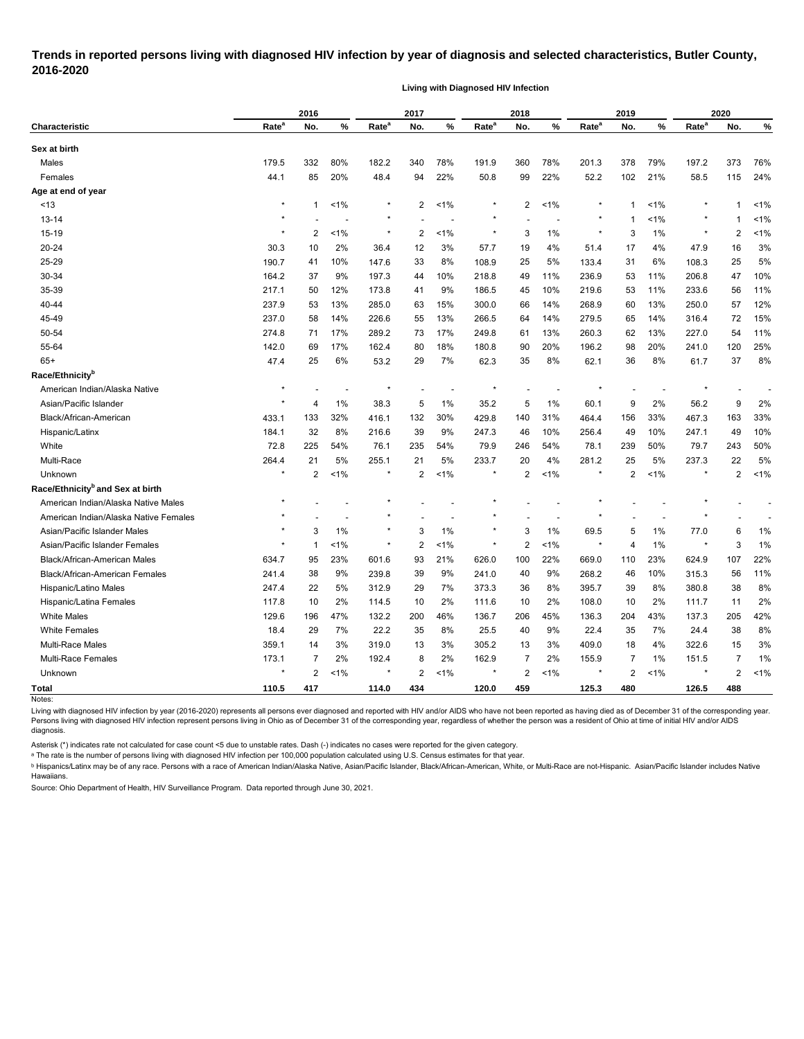# Trends in reported persons living with diagnosed HIV infection by year of diagnosis and selected characteristics, Butler County, 2016-2020

**Living with Diagnosed HIV Infection**

| Characteristic | 2016 | | | 2017 | | | 2018 | | | 2019 | | | 2020 | | |
|---|---|---|---|---|---|---|---|---|---|---|---|---|---|---|---|
| | Rate[a] | No. | % | Rate[a] | No. | % | Rate[a] | No. | % | Rate[a] | No. | % | Rate[a] | No. | % |
| **Sex at birth** | | | | | | | | | | | | | | | |
| Males | 179.5 | 332 | 80% | 182.2 | 340 | 78% | 191.9 | 360 | 78% | 201.3 | 378 | 79% | 197.2 | 373 | 76% |
| Females | 44.1 | 85 | 20% | 48.4 | 94 | 22% | 50.8 | 99 | 22% | 52.2 | 102 | 21% | 58.5 | 115 | 24% |
| **Age at end of year** | | | | | | | | | | | | | | | |
| <13 | * | 1 | <1% | * | 2 | <1% | * | 2 | <1% | * | 1 | <1% | * | 1 | <1% |
| 13-14 | * | - | - | * | - | - | * | - | - | * | 1 | <1% | * | 1 | <1% |
| 15-19 | * | 2 | <1% | * | 2 | <1% | * | 3 | 1% | * | 3 | 1% | * | 2 | <1% |
| 20-24 | 30.3 | 10 | 2% | 36.4 | 12 | 3% | 57.7 | 19 | 4% | 51.4 | 17 | 4% | 47.9 | 16 | 3% |
| 25-29 | 190.7 | 41 | 10% | 147.6 | 33 | 8% | 108.9 | 25 | 5% | 133.4 | 31 | 6% | 108.3 | 25 | 5% |
| 30-34 | 164.2 | 37 | 9% | 197.3 | 44 | 10% | 218.8 | 49 | 11% | 236.9 | 53 | 11% | 206.8 | 47 | 10% |
| 35-39 | 217.1 | 50 | 12% | 173.8 | 41 | 9% | 186.5 | 45 | 10% | 219.6 | 53 | 11% | 233.6 | 56 | 11% |
| 40-44 | 237.9 | 53 | 13% | 285.0 | 63 | 15% | 300.0 | 66 | 14% | 268.9 | 60 | 13% | 250.0 | 57 | 12% |
| 45-49 | 237.0 | 58 | 14% | 226.6 | 55 | 13% | 266.5 | 64 | 14% | 279.5 | 65 | 14% | 316.4 | 72 | 15% |
| 50-54 | 274.8 | 71 | 17% | 289.2 | 73 | 17% | 249.8 | 61 | 13% | 260.3 | 62 | 13% | 227.0 | 54 | 11% |
| 55-64 | 142.0 | 69 | 17% | 162.4 | 80 | 18% | 180.8 | 90 | 20% | 196.2 | 98 | 20% | 241.0 | 120 | 25% |
| 65+ | 47.4 | 25 | 6% | 53.2 | 29 | 7% | 62.3 | 35 | 8% | 62.1 | 36 | 8% | 61.7 | 37 | 8% |
| **Race/Ethnicity[b]** | | | | | | | | | | | | | | | |
| American Indian/Alaska Native | * | - | - | * | - | - | * | - | - | * | - | - | * | - | - |
| Asian/Pacific Islander | * | 4 | 1% | 38.3 | 5 | 1% | 35.2 | 5 | 1% | 60.1 | 9 | 2% | 56.2 | 9 | 2% |
| Black/African-American | 433.1 | 133 | 32% | 416.1 | 132 | 30% | 429.8 | 140 | 31% | 464.4 | 156 | 33% | 467.3 | 163 | 33% |
| Hispanic/Latinx | 184.1 | 32 | 8% | 216.6 | 39 | 9% | 247.3 | 46 | 10% | 256.4 | 49 | 10% | 247.1 | 49 | 10% |
| White | 72.8 | 225 | 54% | 76.1 | 235 | 54% | 79.9 | 246 | 54% | 78.1 | 239 | 50% | 79.7 | 243 | 50% |
| Multi-Race | 264.4 | 21 | 5% | 255.1 | 21 | 5% | 233.7 | 20 | 4% | 281.2 | 25 | 5% | 237.3 | 22 | 5% |
| Unknown | * | 2 | <1% | * | 2 | <1% | * | 2 | <1% | * | 2 | <1% | * | 2 | <1% |
| **Race/Ethnicity[b] and Sex at birth** | | | | | | | | | | | | | | | |
| American Indian/Alaska Native Males | * | - | - | * | - | - | * | - | - | * | - | - | * | - | - |
| American Indian/Alaska Native Females | * | - | - | * | - | - | * | - | - | * | - | - | * | - | - |
| Asian/Pacific Islander Males | * | 3 | 1% | * | 3 | 1% | * | 3 | 1% | 69.5 | 5 | 1% | 77.0 | 6 | 1% |
| Asian/Pacific Islander Females | * | 1 | <1% | * | 2 | <1% | * | 2 | <1% | * | 4 | 1% | * | 3 | 1% |
| Black/African-American Males | 634.7 | 95 | 23% | 601.6 | 93 | 21% | 626.0 | 100 | 22% | 669.0 | 110 | 23% | 624.9 | 107 | 22% |
| Black/African-American Females | 241.4 | 38 | 9% | 239.8 | 39 | 9% | 241.0 | 40 | 9% | 268.2 | 46 | 10% | 315.3 | 56 | 11% |
| Hispanic/Latino Males | 247.4 | 22 | 5% | 312.9 | 29 | 7% | 373.3 | 36 | 8% | 395.7 | 39 | 8% | 380.8 | 38 | 8% |
| Hispanic/Latina Females | 117.8 | 10 | 2% | 114.5 | 10 | 2% | 111.6 | 10 | 2% | 108.0 | 10 | 2% | 111.7 | 11 | 2% |
| White Males | 129.6 | 196 | 47% | 132.2 | 200 | 46% | 136.7 | 206 | 45% | 136.3 | 204 | 43% | 137.3 | 205 | 42% |
| White Females | 18.4 | 29 | 7% | 22.2 | 35 | 8% | 25.5 | 40 | 9% | 22.4 | 35 | 7% | 24.4 | 38 | 8% |
| Multi-Race Males | 359.1 | 14 | 3% | 319.0 | 13 | 3% | 305.2 | 13 | 3% | 409.0 | 18 | 4% | 322.6 | 15 | 3% |
| Multi-Race Females | 173.1 | 7 | 2% | 192.4 | 8 | 2% | 162.9 | 7 | 2% | 155.9 | 7 | 1% | 151.5 | 7 | 1% |
| Unknown | * | 2 | <1% | * | 2 | <1% | * | 2 | <1% | * | 2 | <1% | * | 2 | <1% |
| **Total** | **110.5** | **417** | | **114.0** | **434** | | **120.0** | **459** | | **125.3** | **480** | | **126.5** | **488** | |

Notes:

Living with diagnosed HIV infection by year (2016-2020) represents all persons ever diagnosed and reported with HIV and/or AIDS who have not been reported as having died as of December 31 of the corresponding year. Persons living with diagnosed HIV infection represent persons living in Ohio as of December 31 of the corresponding year, regardless of whether the person was a resident of Ohio at time of initial HIV and/or AIDS diagnosis.

Asterisk (*) indicates rate not calculated for case count <5 due to unstable rates. Dash (-) indicates no cases were reported for the given category.

[a] The rate is the number of persons living with diagnosed HIV infection per 100,000 population calculated using U.S. Census estimates for that year.

[b] Hispanics/Latinx may be of any race. Persons with a race of American Indian/Alaska Native, Asian/Pacific Islander, Black/African-American, White, or Multi-Race are not-Hispanic. Asian/Pacific Islander includes Native Hawaiians.

Source: Ohio Department of Health, HIV Surveillance Program. Data reported through June 30, 2021.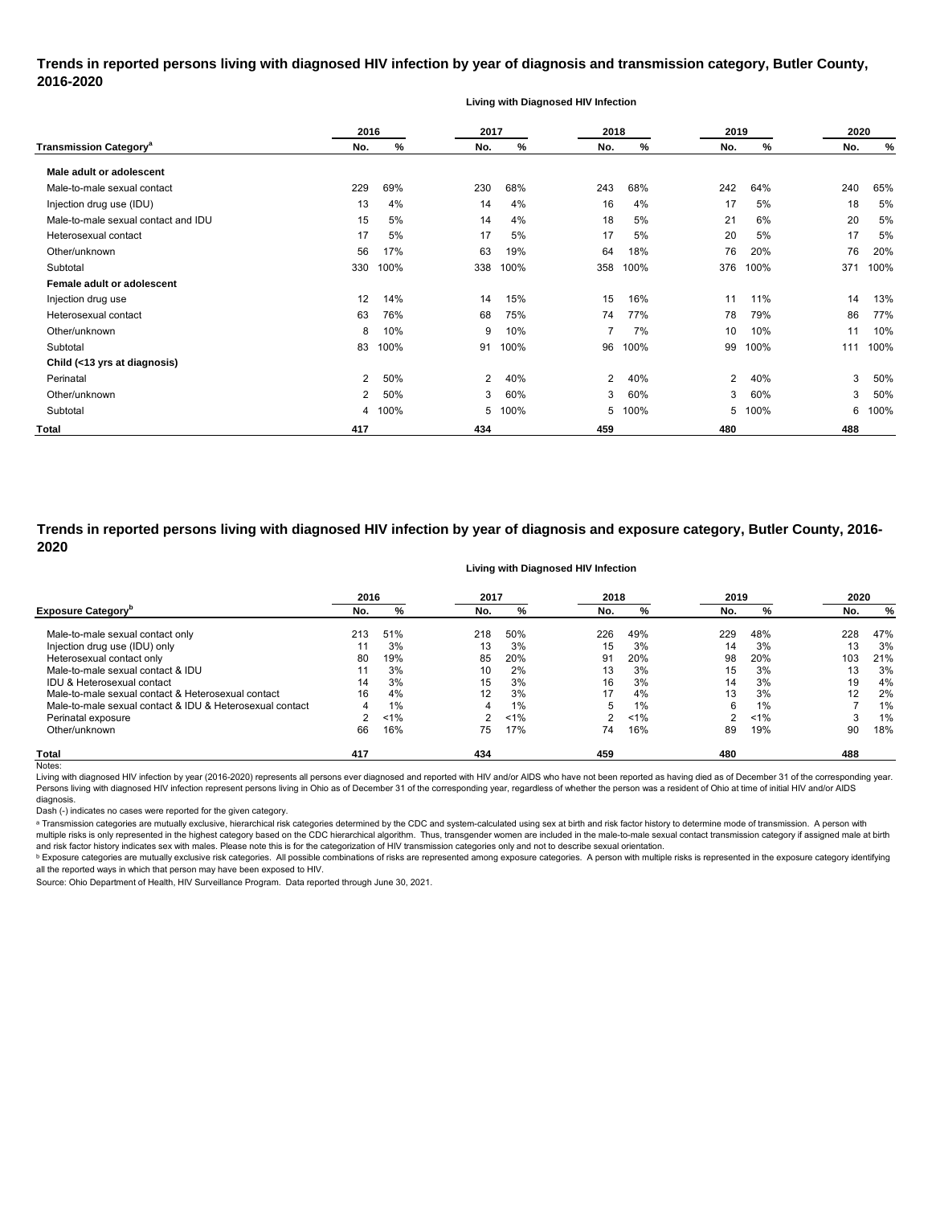## Trends in reported persons living with diagnosed HIV infection by year of diagnosis and transmission category, Butler County, 2016-2020

**Living with Diagnosed HIV Infection**

| Transmission Category[a] | 2016 No. | 2016 % | 2017 No. | 2017 % | 2018 No. | 2018 % | 2019 No. | 2019 % | 2020 No. | 2020 % |
|---|---|---|---|---|---|---|---|---|---|---|
| **Male adult or adolescent** | | | | | | | | | | |
| Male-to-male sexual contact | 229 | 69% | 230 | 68% | 243 | 68% | 242 | 64% | 240 | 65% |
| Injection drug use (IDU) | 13 | 4% | 14 | 4% | 16 | 4% | 17 | 5% | 18 | 5% |
| Male-to-male sexual contact and IDU | 15 | 5% | 14 | 4% | 18 | 5% | 21 | 6% | 20 | 5% |
| Heterosexual contact | 17 | 5% | 17 | 5% | 17 | 5% | 20 | 5% | 17 | 5% |
| Other/unknown | 56 | 17% | 63 | 19% | 64 | 18% | 76 | 20% | 76 | 20% |
| Subtotal | 330 | 100% | 338 | 100% | 358 | 100% | 376 | 100% | 371 | 100% |
| **Female adult or adolescent** | | | | | | | | | | |
| Injection drug use | 12 | 14% | 14 | 15% | 15 | 16% | 11 | 11% | 14 | 13% |
| Heterosexual contact | 63 | 76% | 68 | 75% | 74 | 77% | 78 | 79% | 86 | 77% |
| Other/unknown | 8 | 10% | 9 | 10% | 7 | 7% | 10 | 10% | 11 | 10% |
| Subtotal | 83 | 100% | 91 | 100% | 96 | 100% | 99 | 100% | 111 | 100% |
| **Child (<13 yrs at diagnosis)** | | | | | | | | | | |
| Perinatal | 2 | 50% | 2 | 40% | 2 | 40% | 2 | 40% | 3 | 50% |
| Other/unknown | 2 | 50% | 3 | 60% | 3 | 60% | 3 | 60% | 3 | 50% |
| Subtotal | 4 | 100% | 5 | 100% | 5 | 100% | 5 | 100% | 6 | 100% |
| **Total** | **417** | | **434** | | **459** | | **480** | | **488** | |

## Trends in reported persons living with diagnosed HIV infection by year of diagnosis and exposure category, Butler County, 2016-2020

**Living with Diagnosed HIV Infection**

| Exposure Category[b] | 2016 No. | 2016 % | 2017 No. | 2017 % | 2018 No. | 2018 % | 2019 No. | 2019 % | 2020 No. | 2020 % |
|---|---|---|---|---|---|---|---|---|---|---|
| Male-to-male sexual contact only | 213 | 51% | 218 | 50% | 226 | 49% | 229 | 48% | 228 | 47% |
| Injection drug use (IDU) only | 11 | 3% | 13 | 3% | 15 | 3% | 14 | 3% | 13 | 3% |
| Heterosexual contact only | 80 | 19% | 85 | 20% | 91 | 20% | 98 | 20% | 103 | 21% |
| Male-to-male sexual contact & IDU | 11 | 3% | 10 | 2% | 13 | 3% | 15 | 3% | 13 | 3% |
| IDU & Heterosexual contact | 14 | 3% | 15 | 3% | 16 | 3% | 14 | 3% | 19 | 4% |
| Male-to-male sexual contact & Heterosexual contact | 16 | 4% | 12 | 3% | 17 | 4% | 13 | 3% | 12 | 2% |
| Male-to-male sexual contact & IDU & Heterosexual contact | 4 | 1% | 4 | 1% | 5 | 1% | 6 | 1% | 7 | 1% |
| Perinatal exposure | 2 | <1% | 2 | <1% | 2 | <1% | 2 | <1% | 3 | 1% |
| Other/unknown | 66 | 16% | 75 | 17% | 74 | 16% | 89 | 19% | 90 | 18% |
| **Total** | **417** | | **434** | | **459** | | **480** | | **488** | |

Notes:

Living with diagnosed HIV infection by year (2016-2020) represents all persons ever diagnosed and reported with HIV and/or AIDS who have not been reported as having died as of December 31 of the corresponding year. Persons living with diagnosed HIV infection represent persons living in Ohio as of December 31 of the corresponding year, regardless of whether the person was a resident of Ohio at time of initial HIV and/or AIDS diagnosis.

Dash (-) indicates no cases were reported for the given category.

[a] Transmission categories are mutually exclusive, hierarchical risk categories determined by the CDC and system-calculated using sex at birth and risk factor history to determine mode of transmission. A person with multiple risks is only represented in the highest category based on the CDC hierarchical algorithm. Thus, transgender women are included in the male-to-male sexual contact transmission category if assigned male at birth and risk factor history indicates sex with males. Please note this is for the categorization of HIV transmission categories only and not to describe sexual orientation.

[b] Exposure categories are mutually exclusive risk categories. All possible combinations of risks are represented among exposure categories. A person with multiple risks is represented in the exposure category identifying all the reported ways in which that person may have been exposed to HIV.

Source: Ohio Department of Health, HIV Surveillance Program. Data reported through June 30, 2021.